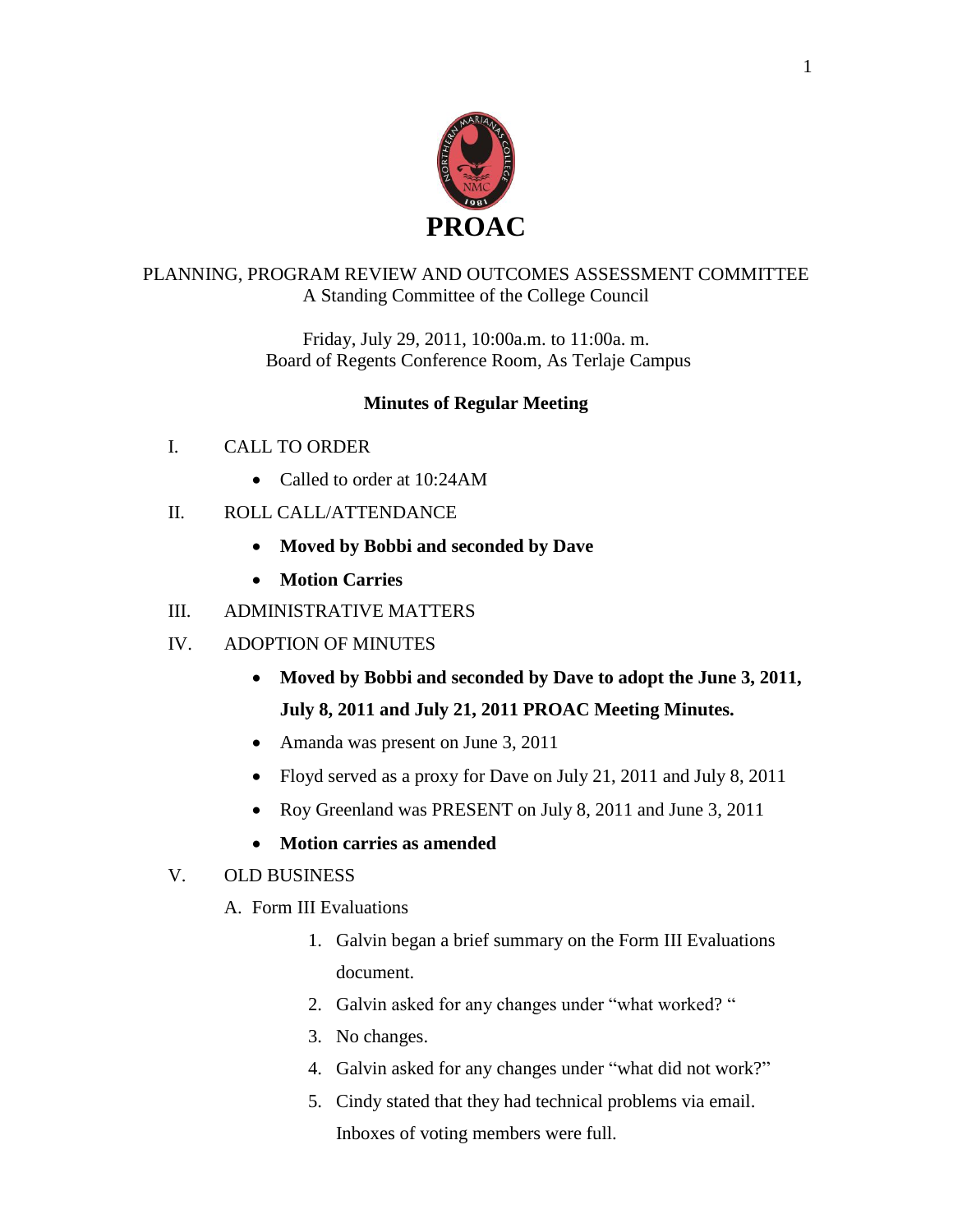# PROAC

PLANNING, PROGRAM REVIEW AND OUTCOMES ASSESSMENT COMMITTEE
A Standing Committee of the College Council

Friday, July 29, 2011, 10:00a.m. to 11:00a. m.
Board of Regents Conference Room, As Terlaje Campus

## Minutes of Regular Meeting

I. CALL TO ORDER

- Called to order at 10:24AM

II. ROLL CALL/ATTENDANCE

- **Moved by Bobbi and seconded by Dave**
- **Motion Carries**

III. ADMINISTRATIVE MATTERS

IV. ADOPTION OF MINUTES

- **Moved by Bobbi and seconded by Dave to adopt the June 3, 2011, July 8, 2011 and July 21, 2011 PROAC Meeting Minutes.**
- Amanda was present on June 3, 2011
- Floyd served as a proxy for Dave on July 21, 2011 and July 8, 2011
- Roy Greenland was PRESENT on July 8, 2011 and June 3, 2011
- **Motion carries as amended**

V. OLD BUSINESS

A. Form III Evaluations

1. Galvin began a brief summary on the Form III Evaluations document.
2. Galvin asked for any changes under "what worked? "
3. No changes.
4. Galvin asked for any changes under "what did not work?"
5. Cindy stated that they had technical problems via email. Inboxes of voting members were full.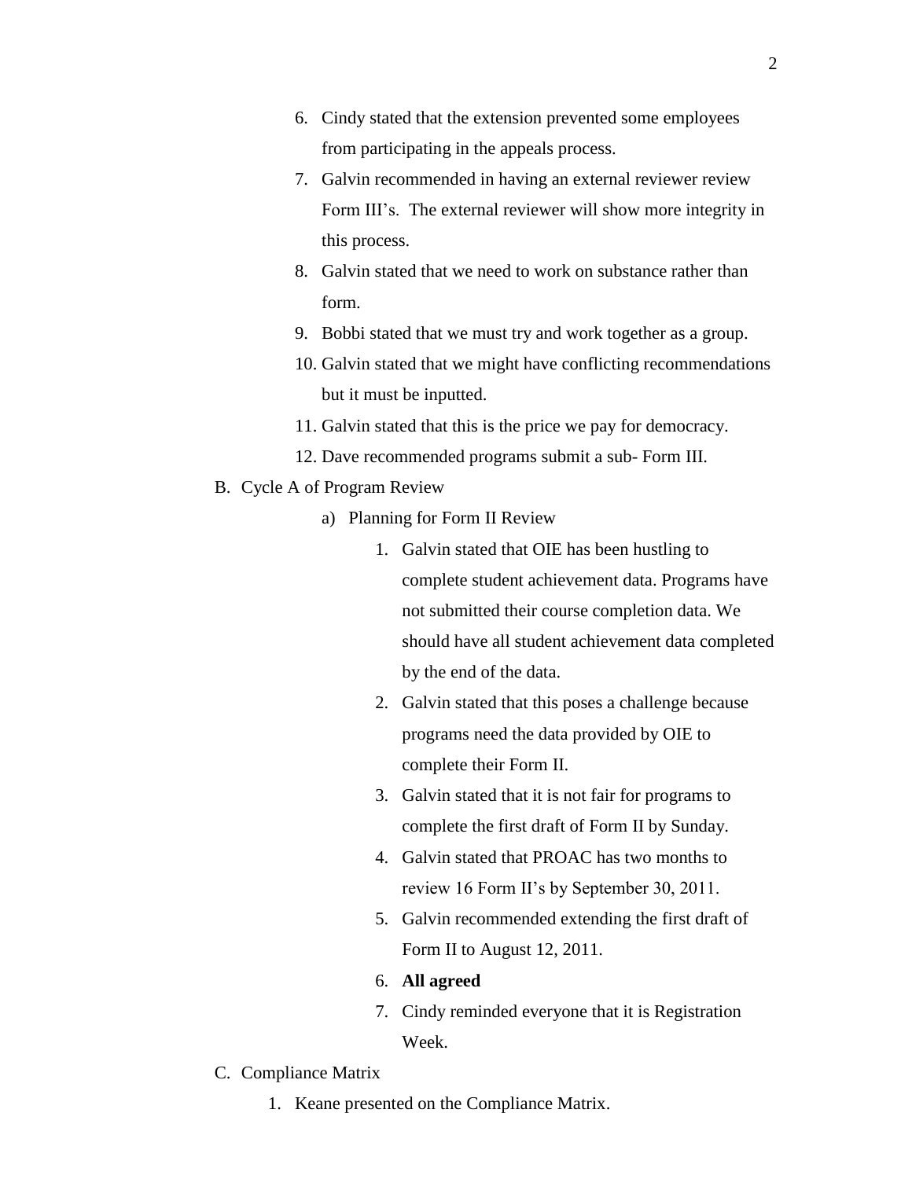6. Cindy stated that the extension prevented some employees from participating in the appeals process.
7. Galvin recommended in having an external reviewer review Form III's. The external reviewer will show more integrity in this process.
8. Galvin stated that we need to work on substance rather than form.
9. Bobbi stated that we must try and work together as a group.
10. Galvin stated that we might have conflicting recommendations but it must be inputted.
11. Galvin stated that this is the price we pay for democracy.
12. Dave recommended programs submit a sub- Form III.

B. Cycle A of Program Review

    a) Planning for Form II Review

        1. Galvin stated that OIE has been hustling to complete student achievement data. Programs have not submitted their course completion data. We should have all student achievement data completed by the end of the data.
        2. Galvin stated that this poses a challenge because programs need the data provided by OIE to complete their Form II.
        3. Galvin stated that it is not fair for programs to complete the first draft of Form II by Sunday.
        4. Galvin stated that PROAC has two months to review 16 Form II's by September 30, 2011.
        5. Galvin recommended extending the first draft of Form II to August 12, 2011.
        6. **All agreed**
        7. Cindy reminded everyone that it is Registration Week.

C. Compliance Matrix

    1. Keane presented on the Compliance Matrix.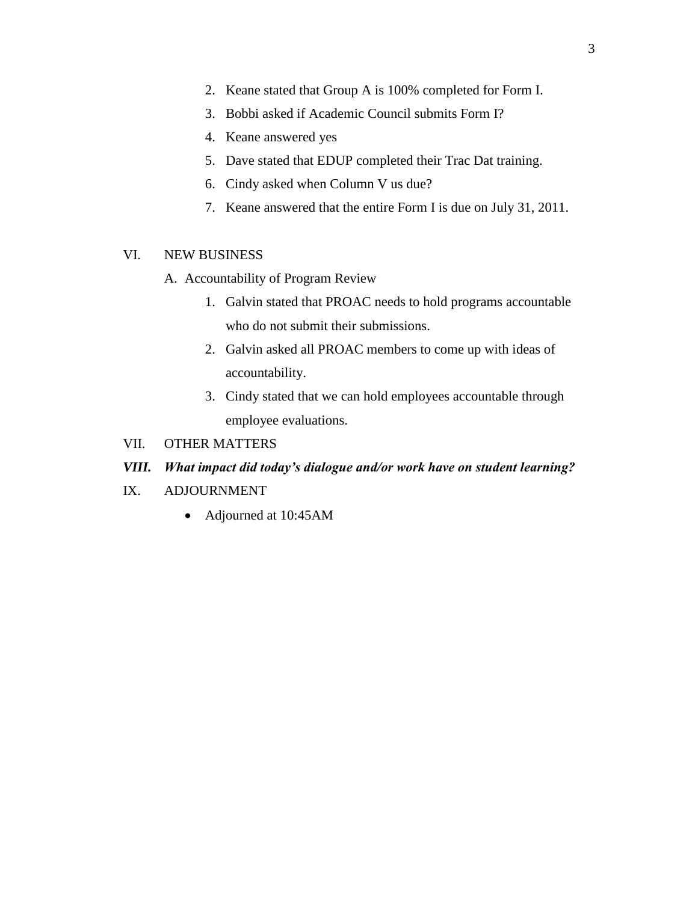2. Keane stated that Group A is 100% completed for Form I.
3. Bobbi asked if Academic Council submits Form I?
4. Keane answered yes
5. Dave stated that EDUP completed their Trac Dat training.
6. Cindy asked when Column V us due?
7. Keane answered that the entire Form I is due on July 31, 2011.

VI. NEW BUSINESS

A. Accountability of Program Review

1. Galvin stated that PROAC needs to hold programs accountable who do not submit their submissions.
2. Galvin asked all PROAC members to come up with ideas of accountability.
3. Cindy stated that we can hold employees accountable through employee evaluations.

VII. OTHER MATTERS

***VIII. What impact did today's dialogue and/or work have on student learning?***

IX. ADJOURNMENT

- Adjourned at 10:45AM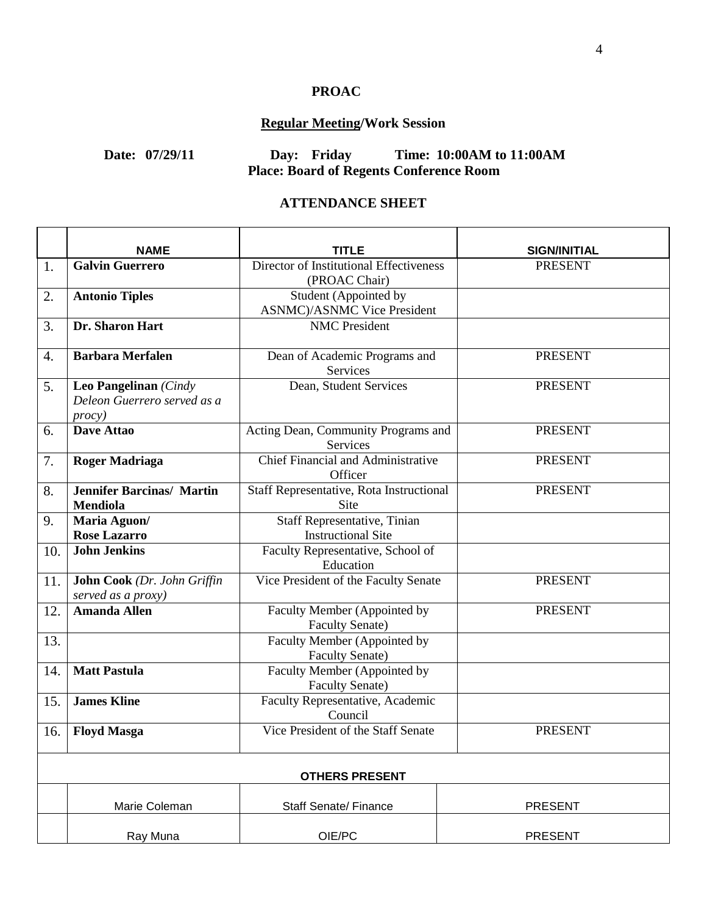**PROAC**

**Regular Meeting/Work Session**

**Date: 07/29/11 Day: Friday Time: 10:00AM to 11:00AM**
**Place: Board of Regents Conference Room**

**ATTENDANCE SHEET**

| | NAME | TITLE | SIGN/INITIAL |
|---|---|---|---|
| 1. | **Galvin Guerrero** | Director of Institutional Effectiveness (PROAC Chair) | PRESENT |
| 2. | **Antonio Tiples** | Student (Appointed by ASNMC)/ASNMC Vice President | |
| 3. | **Dr. Sharon Hart** | NMC President | |
| 4. | **Barbara Merfalen** | Dean of Academic Programs and Services | PRESENT |
| 5. | **Leo Pangelinan** *(Cindy Deleon Guerrero served as a procy)* | Dean, Student Services | PRESENT |
| 6. | **Dave Attao** | Acting Dean, Community Programs and Services | PRESENT |
| 7. | **Roger Madriaga** | Chief Financial and Administrative Officer | PRESENT |
| 8. | **Jennifer Barcinas/ Martin Mendiola** | Staff Representative, Rota Instructional Site | PRESENT |
| 9. | **Maria Aguon/ Rose Lazarro** | Staff Representative, Tinian Instructional Site | |
| 10. | **John Jenkins** | Faculty Representative, School of Education | |
| 11. | **John Cook** *(Dr. John Griffin served as a proxy)* | Vice President of the Faculty Senate | PRESENT |
| 12. | **Amanda Allen** | Faculty Member (Appointed by Faculty Senate) | PRESENT |
| 13. | | Faculty Member (Appointed by Faculty Senate) | |
| 14. | **Matt Pastula** | Faculty Member (Appointed by Faculty Senate) | |
| 15. | **James Kline** | Faculty Representative, Academic Council | |
| 16. | **Floyd Masga** | Vice President of the Staff Senate | PRESENT |
| | **OTHERS PRESENT** | | |
| | Marie Coleman | Staff Senate/ Finance | PRESENT |
| | Ray Muna | OIE/PC | PRESENT |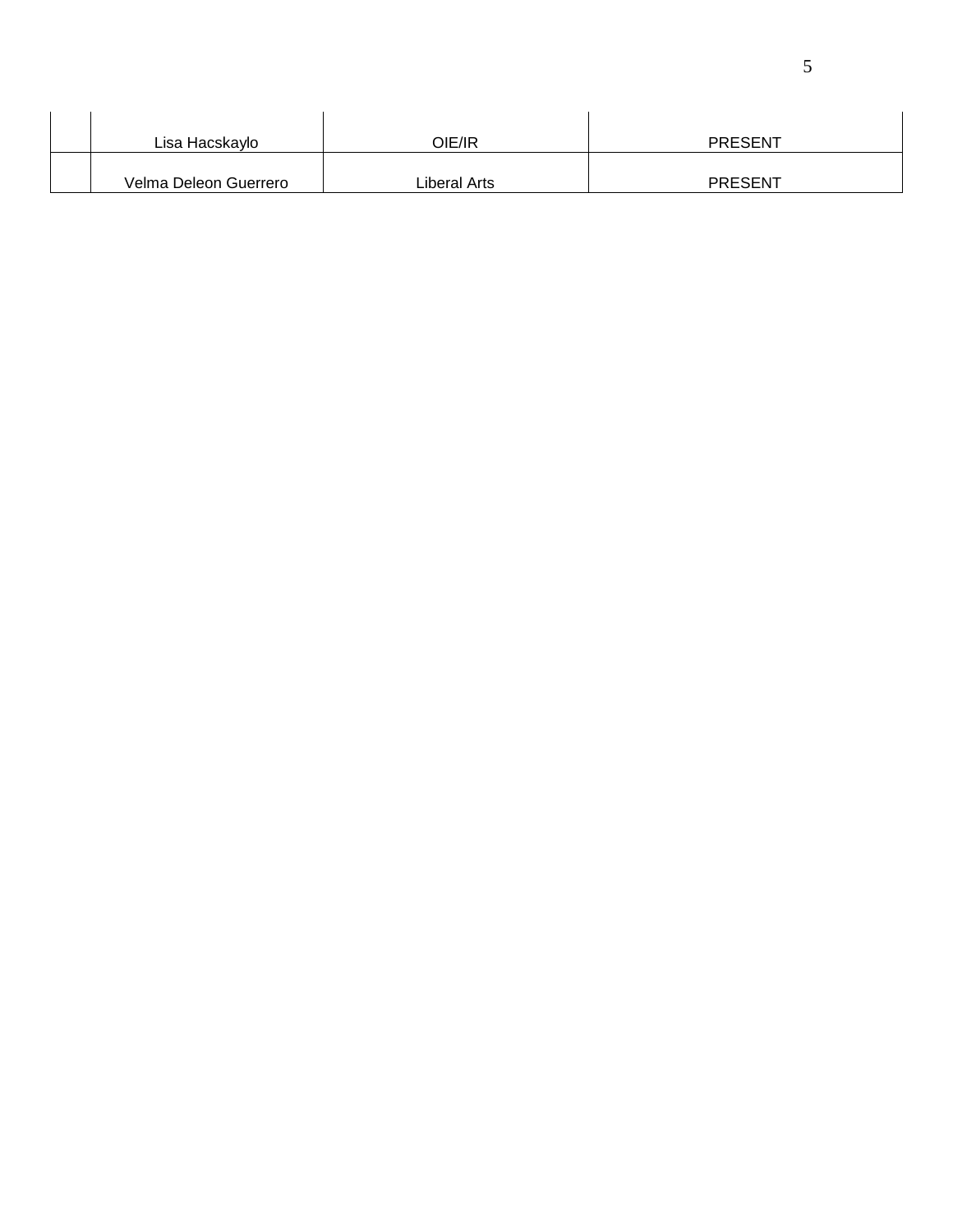| | | | |
|---|---|---|---|
| | Lisa Hacskaylo | OIE/IR | PRESENT |
| | Velma Deleon Guerrero | Liberal Arts | PRESENT |